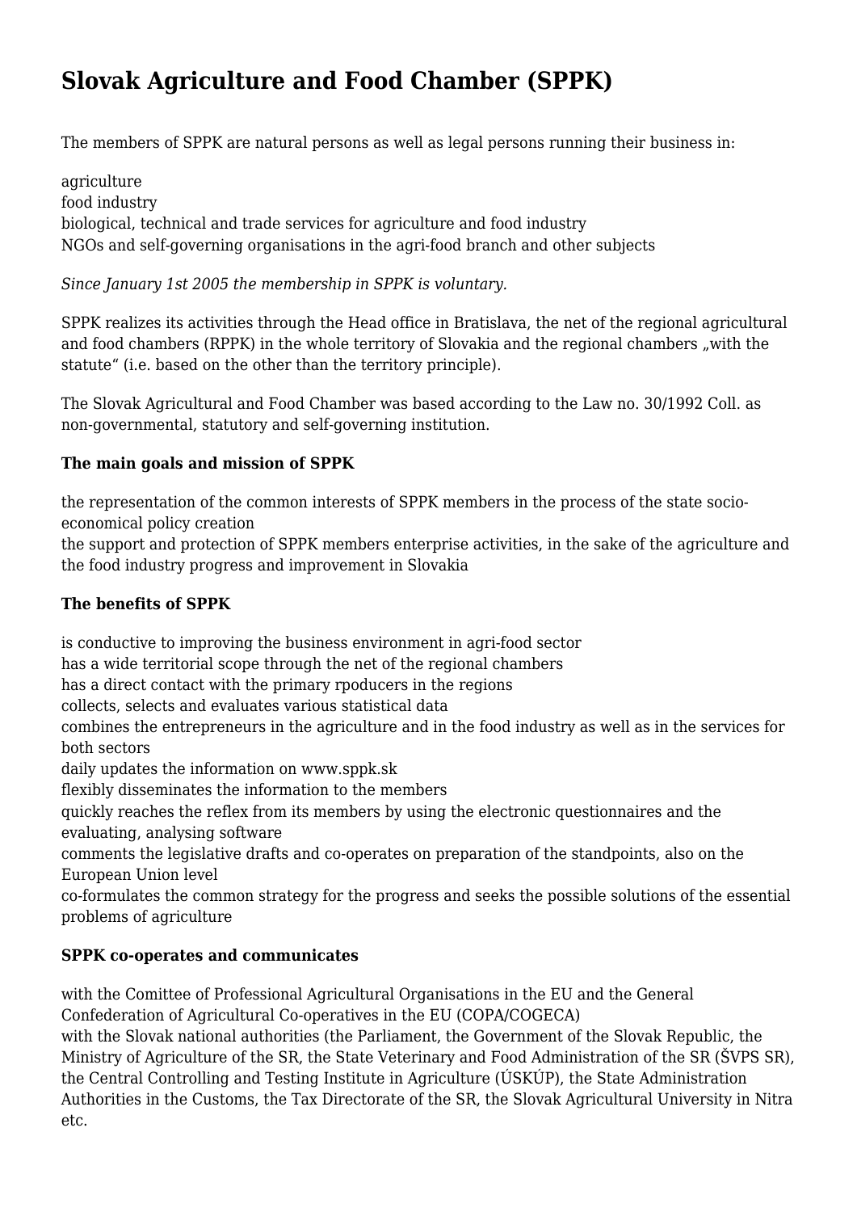# Slovak Agriculture and Food Chamber (SPPK)

The members of SPPK are natural persons as well as legal persons running their business in:

agriculture
food industry
biological, technical and trade services for agriculture and food industry
NGOs and self-governing organisations in the agri-food branch and other subjects

*Since January 1st 2005 the membership in SPPK is voluntary.*

SPPK realizes its activities through the Head office in Bratislava, the net of the regional agricultural and food chambers (RPPK) in the whole territory of Slovakia and the regional chambers „with the statute" (i.e. based on the other than the territory principle).

The Slovak Agricultural and Food Chamber was based according to the Law no. 30/1992 Coll. as non-governmental, statutory and self-governing institution.

**The main goals and mission of SPPK**

the representation of the common interests of SPPK members in the process of the state socio-economical policy creation
the support and protection of SPPK members enterprise activities, in the sake of the agriculture and the food industry progress and improvement in Slovakia

**The benefits of SPPK**

is conductive to improving the business environment in agri-food sector
has a wide territorial scope through the net of the regional chambers
has a direct contact with the primary rpoducers in the regions
collects, selects and evaluates various statistical data
combines the entrepreneurs in the agriculture and in the food industry as well as in the services for both sectors
daily updates the information on www.sppk.sk
flexibly disseminates the information to the members
quickly reaches the reflex from its members by using the electronic questionnaires and the evaluating, analysing software
comments the legislative drafts and co-operates on preparation of the standpoints, also on the European Union level
co-formulates the common strategy for the progress and seeks the possible solutions of the essential problems of agriculture

**SPPK co-operates and communicates**

with the Comittee of Professional Agricultural Organisations in the EU and the General Confederation of Agricultural Co-operatives in the EU (COPA/COGECA)
with the Slovak national authorities (the Parliament, the Government of the Slovak Republic, the Ministry of Agriculture of the SR, the State Veterinary and Food Administration of the SR (ŠVPS SR), the Central Controlling and Testing Institute in Agriculture (ÚSKÚP), the State Administration Authorities in the Customs, the Tax Directorate of the SR, the Slovak Agricultural University in Nitra etc.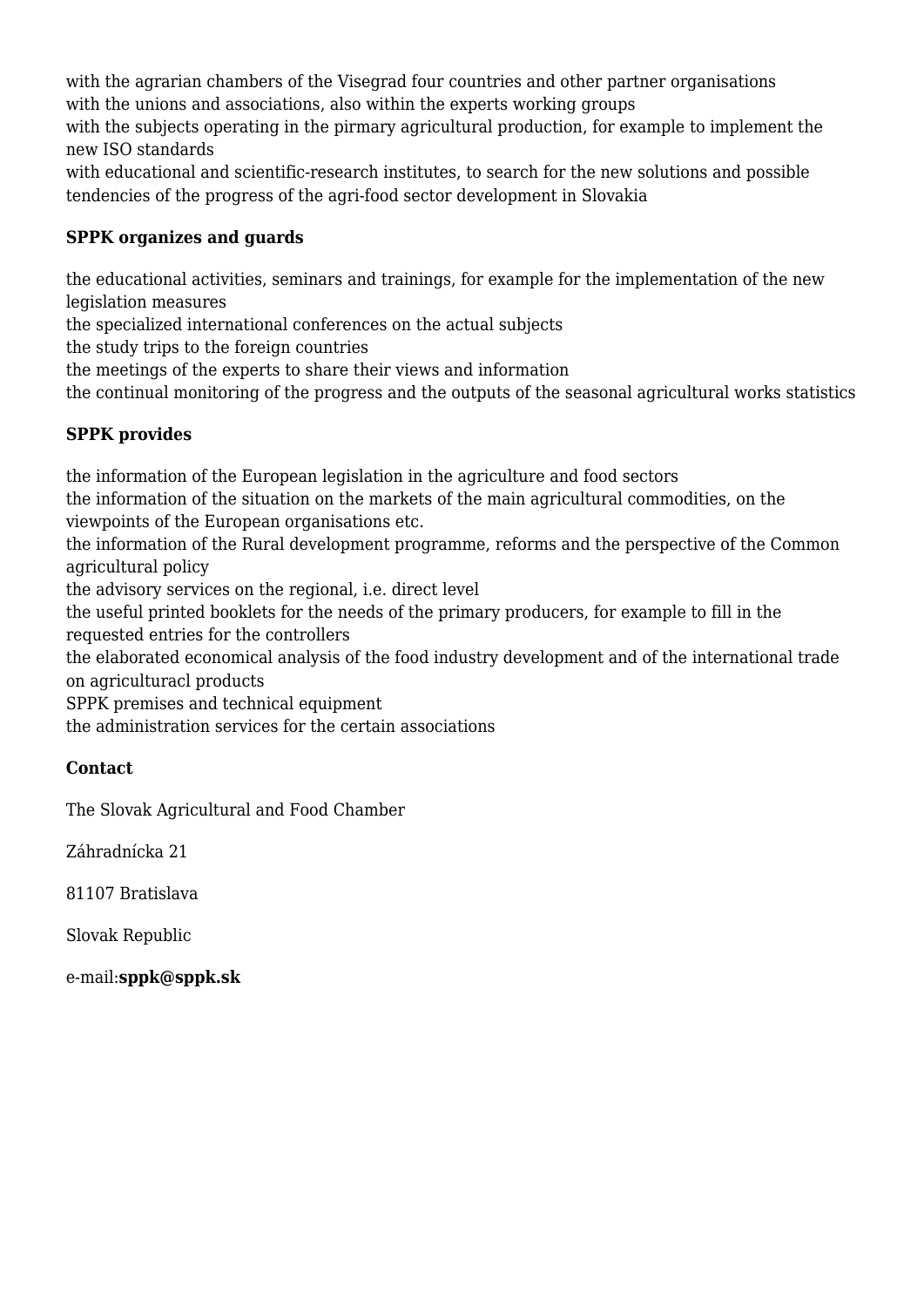with the agrarian chambers of the Visegrad four countries and other partner organisations
with the unions and associations, also within the experts working groups
with the subjects operating in the pirmary agricultural production, for example to implement the new ISO standards
with educational and scientific-research institutes, to search for the new solutions and possible tendencies of the progress of the agri-food sector development in Slovakia

**SPPK organizes and guards**

the educational activities, seminars and trainings, for example for the implementation of the new legislation measures
the specialized international conferences on the actual subjects
the study trips to the foreign countries
the meetings of the experts to share their views and information
the continual monitoring of the progress and the outputs of the seasonal agricultural works statistics

**SPPK provides**

the information of the European legislation in the agriculture and food sectors
the information of the situation on the markets of the main agricultural commodities, on the viewpoints of the European organisations etc.
the information of the Rural development programme, reforms and the perspective of the Common agricultural policy
the advisory services on the regional, i.e. direct level
the useful printed booklets for the needs of the primary producers, for example to fill in the requested entries for the controllers
the elaborated economical analysis of the food industry development and of the international trade on agriculturacl products
SPPK premises and technical equipment
the administration services for the certain associations

**Contact**

The Slovak Agricultural and Food Chamber

Záhradnícka 21

81107 Bratislava

Slovak Republic

e-mail:**sppk@sppk.sk**